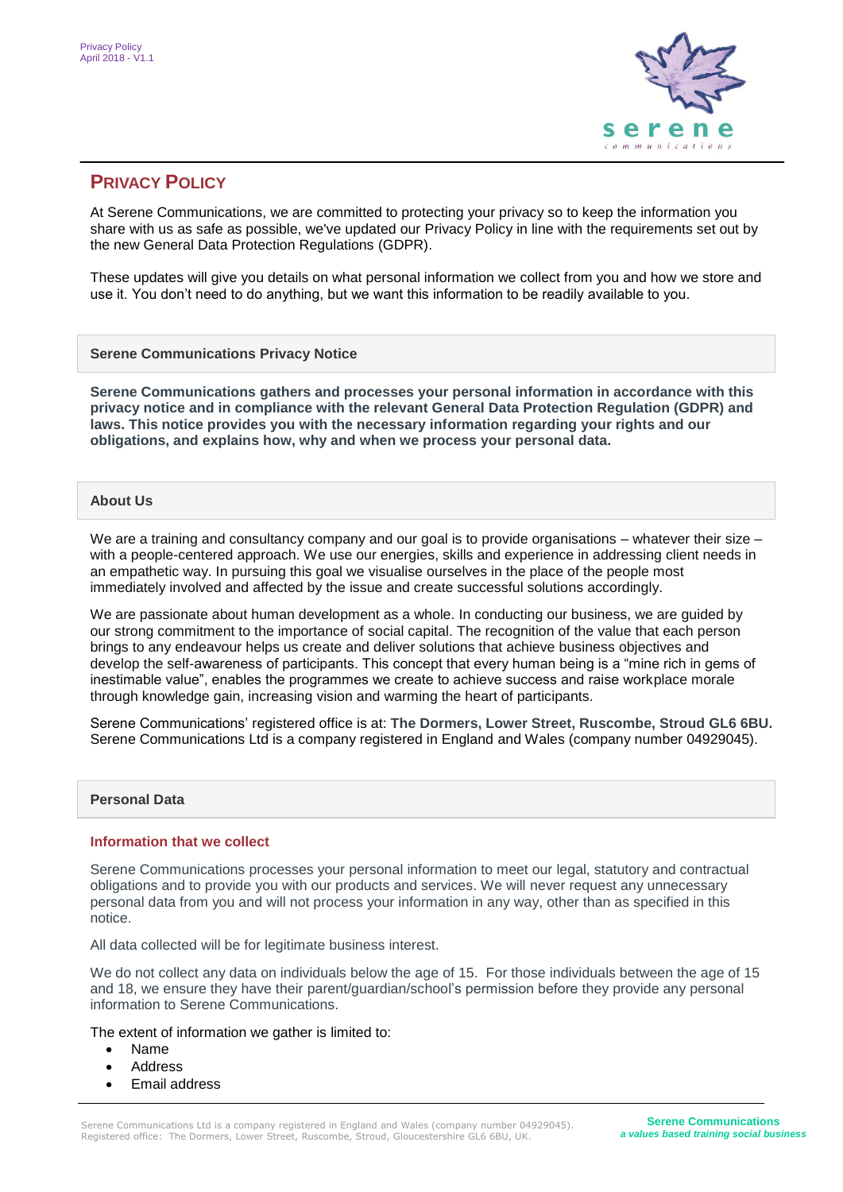# Privacy Policy

At Serene Communications, we are committed to protecting your privacy so to keep the information you share with us as safe as possible, we've updated our Privacy Policy in line with the requirements set out by the new General Data Protection Regulations (GDPR).

These updates will give you details on what personal information we collect from you and how we store and use it. You don't need to do anything, but we want this information to be readily available to you.

## Serene Communications Privacy Notice

**Serene Communications gathers and processes your personal information in accordance with this privacy notice and in compliance with the relevant General Data Protection Regulation (GDPR) and laws. This notice provides you with the necessary information regarding your rights and our obligations, and explains how, why and when we process your personal data.**

## About Us

We are a training and consultancy company and our goal is to provide organisations – whatever their size – with a people-centered approach. We use our energies, skills and experience in addressing client needs in an empathetic way. In pursuing this goal we visualise ourselves in the place of the people most immediately involved and affected by the issue and create successful solutions accordingly.

We are passionate about human development as a whole. In conducting our business, we are guided by our strong commitment to the importance of social capital. The recognition of the value that each person brings to any endeavour helps us create and deliver solutions that achieve business objectives and develop the self-awareness of participants. This concept that every human being is a "mine rich in gems of inestimable value", enables the programmes we create to achieve success and raise workplace morale through knowledge gain, increasing vision and warming the heart of participants.

Serene Communications' registered office is at: **The Dormers, Lower Street, Ruscombe, Stroud GL6 6BU.** Serene Communications Ltd is a company registered in England and Wales (company number 04929045).

## Personal Data

### Information that we collect

Serene Communications processes your personal information to meet our legal, statutory and contractual obligations and to provide you with our products and services. We will never request any unnecessary personal data from you and will not process your information in any way, other than as specified in this notice.

All data collected will be for legitimate business interest.

We do not collect any data on individuals below the age of 15. For those individuals between the age of 15 and 18, we ensure they have their parent/guardian/school's permission before they provide any personal information to Serene Communications.

The extent of information we gather is limited to:

- Name
- Address
- Email address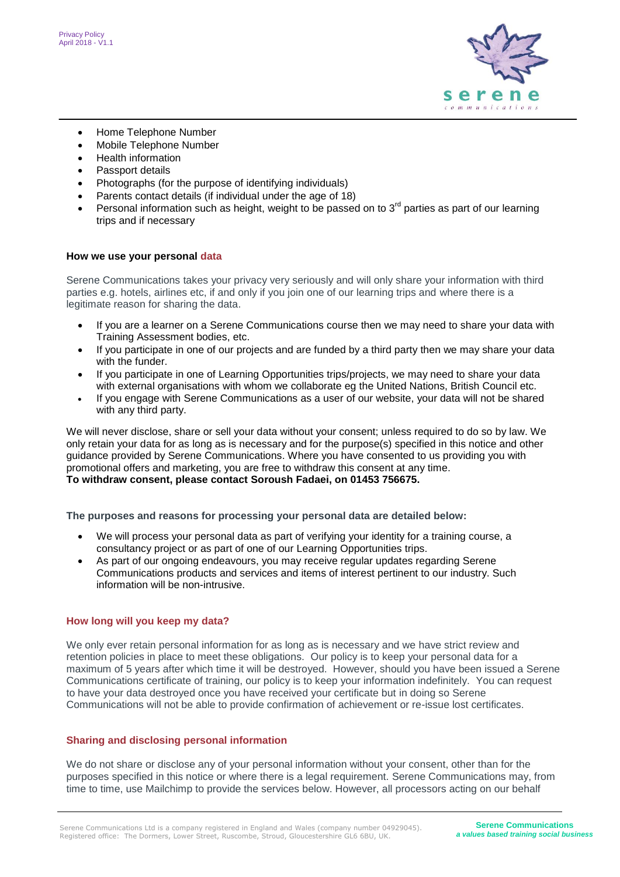- Home Telephone Number
- Mobile Telephone Number
- Health information
- Passport details
- Photographs (for the purpose of identifying individuals)
- Parents contact details (if individual under the age of 18)
- Personal information such as height, weight to be passed on to 3rd parties as part of our learning trips and if necessary

### How we use your personal data

Serene Communications takes your privacy very seriously and will only share your information with third parties e.g. hotels, airlines etc, if and only if you join one of our learning trips and where there is a legitimate reason for sharing the data.

- If you are a learner on a Serene Communications course then we may need to share your data with Training Assessment bodies, etc.
- If you participate in one of our projects and are funded by a third party then we may share your data with the funder.
- If you participate in one of Learning Opportunities trips/projects, we may need to share your data with external organisations with whom we collaborate eg the United Nations, British Council etc.
- If you engage with Serene Communications as a user of our website, your data will not be shared with any third party.

We will never disclose, share or sell your data without your consent; unless required to do so by law. We only retain your data for as long as is necessary and for the purpose(s) specified in this notice and other guidance provided by Serene Communications. Where you have consented to us providing you with promotional offers and marketing, you are free to withdraw this consent at any time.
**To withdraw consent, please contact Soroush Fadaei, on 01453 756675.**

### The purposes and reasons for processing your personal data are detailed below:

- We will process your personal data as part of verifying your identity for a training course, a consultancy project or as part of one of our Learning Opportunities trips.
- As part of our ongoing endeavours, you may receive regular updates regarding Serene Communications products and services and items of interest pertinent to our industry. Such information will be non-intrusive.

### How long will you keep my data?

We only ever retain personal information for as long as is necessary and we have strict review and retention policies in place to meet these obligations. Our policy is to keep your personal data for a maximum of 5 years after which time it will be destroyed. However, should you have been issued a Serene Communications certificate of training, our policy is to keep your information indefinitely. You can request to have your data destroyed once you have received your certificate but in doing so Serene Communications will not be able to provide confirmation of achievement or re-issue lost certificates.

### Sharing and disclosing personal information

We do not share or disclose any of your personal information without your consent, other than for the purposes specified in this notice or where there is a legal requirement. Serene Communications may, from time to time, use Mailchimp to provide the services below. However, all processors acting on our behalf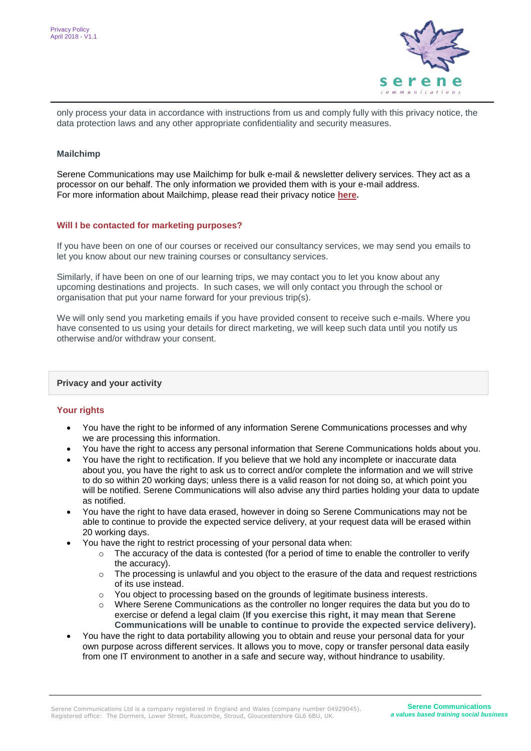only process your data in accordance with instructions from us and comply fully with this privacy notice, the data protection laws and any other appropriate confidentiality and security measures.

**Mailchimp**

Serene Communications may use Mailchimp for bulk e-mail & newsletter delivery services. They act as a processor on our behalf. The only information we provided them with is your e-mail address.
For more information about Mailchimp, please read their privacy notice **here.**

### Will I be contacted for marketing purposes?

If you have been on one of our courses or received our consultancy services, we may send you emails to let you know about our new training courses or consultancy services.

Similarly, if have been on one of our learning trips, we may contact you to let you know about any upcoming destinations and projects. In such cases, we will only contact you through the school or organisation that put your name forward for your previous trip(s).

We will only send you marketing emails if you have provided consent to receive such e-mails. Where you have consented to us using your details for direct marketing, we will keep such data until you notify us otherwise and/or withdraw your consent.

## Privacy and your activity

### Your rights

- You have the right to be informed of any information Serene Communications processes and why we are processing this information.
- You have the right to access any personal information that Serene Communications holds about you.
- You have the right to rectification. If you believe that we hold any incomplete or inaccurate data about you, you have the right to ask us to correct and/or complete the information and we will strive to do so within 20 working days; unless there is a valid reason for not doing so, at which point you will be notified. Serene Communications will also advise any third parties holding your data to update as notified.
- You have the right to have data erased, however in doing so Serene Communications may not be able to continue to provide the expected service delivery, at your request data will be erased within 20 working days.
- You have the right to restrict processing of your personal data when:
  - The accuracy of the data is contested (for a period of time to enable the controller to verify the accuracy).
  - The processing is unlawful and you object to the erasure of the data and request restrictions of its use instead.
  - You object to processing based on the grounds of legitimate business interests.
  - Where Serene Communications as the controller no longer requires the data but you do to exercise or defend a legal claim (**If you exercise this right, it may mean that Serene Communications will be unable to continue to provide the expected service delivery).**
- You have the right to data portability allowing you to obtain and reuse your personal data for your own purpose across different services. It allows you to move, copy or transfer personal data easily from one IT environment to another in a safe and secure way, without hindrance to usability.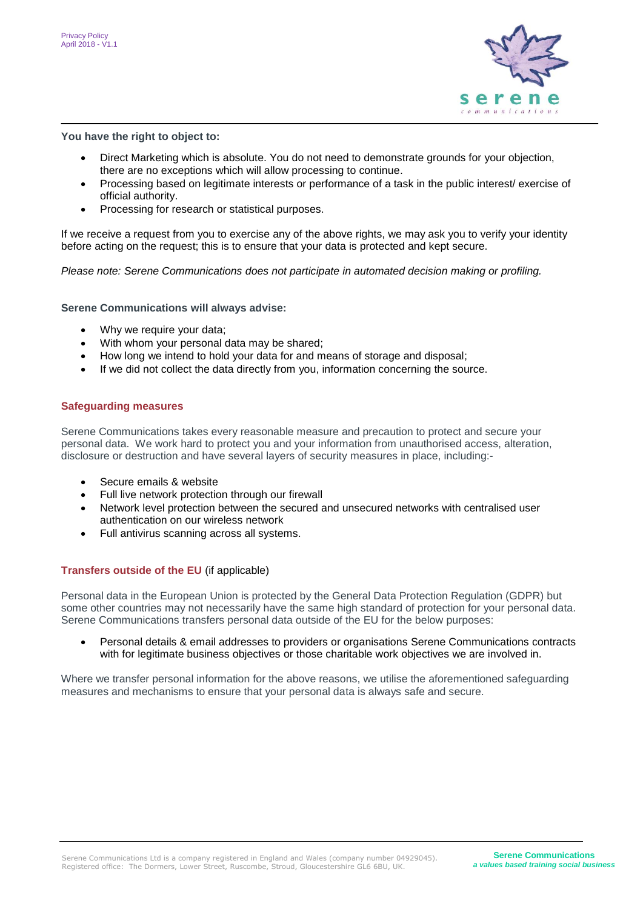**You have the right to object to:**

- Direct Marketing which is absolute. You do not need to demonstrate grounds for your objection, there are no exceptions which will allow processing to continue.
- Processing based on legitimate interests or performance of a task in the public interest/ exercise of official authority.
- Processing for research or statistical purposes.

If we receive a request from you to exercise any of the above rights, we may ask you to verify your identity before acting on the request; this is to ensure that your data is protected and kept secure.

*Please note: Serene Communications does not participate in automated decision making or profiling.*

**Serene Communications will always advise:**

- Why we require your data;
- With whom your personal data may be shared;
- How long we intend to hold your data for and means of storage and disposal;
- If we did not collect the data directly from you, information concerning the source.

## Safeguarding measures

Serene Communications takes every reasonable measure and precaution to protect and secure your personal data. We work hard to protect you and your information from unauthorised access, alteration, disclosure or destruction and have several layers of security measures in place, including:-

- Secure emails & website
- Full live network protection through our firewall
- Network level protection between the secured and unsecured networks with centralised user authentication on our wireless network
- Full antivirus scanning across all systems.

## Transfers outside of the EU (if applicable)

Personal data in the European Union is protected by the General Data Protection Regulation (GDPR) but some other countries may not necessarily have the same high standard of protection for your personal data. Serene Communications transfers personal data outside of the EU for the below purposes:

- Personal details & email addresses to providers or organisations Serene Communications contracts with for legitimate business objectives or those charitable work objectives we are involved in.

Where we transfer personal information for the above reasons, we utilise the aforementioned safeguarding measures and mechanisms to ensure that your personal data is always safe and secure.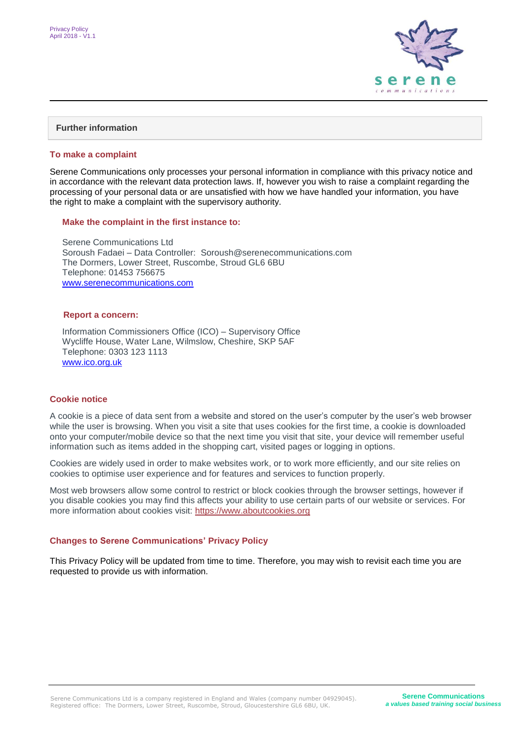## Further information

### To make a complaint

Serene Communications only processes your personal information in compliance with this privacy notice and in accordance with the relevant data protection laws. If, however you wish to raise a complaint regarding the processing of your personal data or are unsatisfied with how we have handled your information, you have the right to make a complaint with the supervisory authority.

#### Make the complaint in the first instance to:

Serene Communications Ltd
Soroush Fadaei – Data Controller: Soroush@serenecommunications.com
The Dormers, Lower Street, Ruscombe, Stroud GL6 6BU
Telephone: 01453 756675
www.serenecommunications.com

#### Report a concern:

Information Commissioners Office (ICO) – Supervisory Office
Wycliffe House, Water Lane, Wilmslow, Cheshire, SKP 5AF
Telephone: 0303 123 1113
www.ico.org.uk

### Cookie notice

A cookie is a piece of data sent from a website and stored on the user's computer by the user's web browser while the user is browsing. When you visit a site that uses cookies for the first time, a cookie is downloaded onto your computer/mobile device so that the next time you visit that site, your device will remember useful information such as items added in the shopping cart, visited pages or logging in options.

Cookies are widely used in order to make websites work, or to work more efficiently, and our site relies on cookies to optimise user experience and for features and services to function properly.

Most web browsers allow some control to restrict or block cookies through the browser settings, however if you disable cookies you may find this affects your ability to use certain parts of our website or services. For more information about cookies visit: https://www.aboutcookies.org

### Changes to Serene Communications' Privacy Policy

This Privacy Policy will be updated from time to time. Therefore, you may wish to revisit each time you are requested to provide us with information.